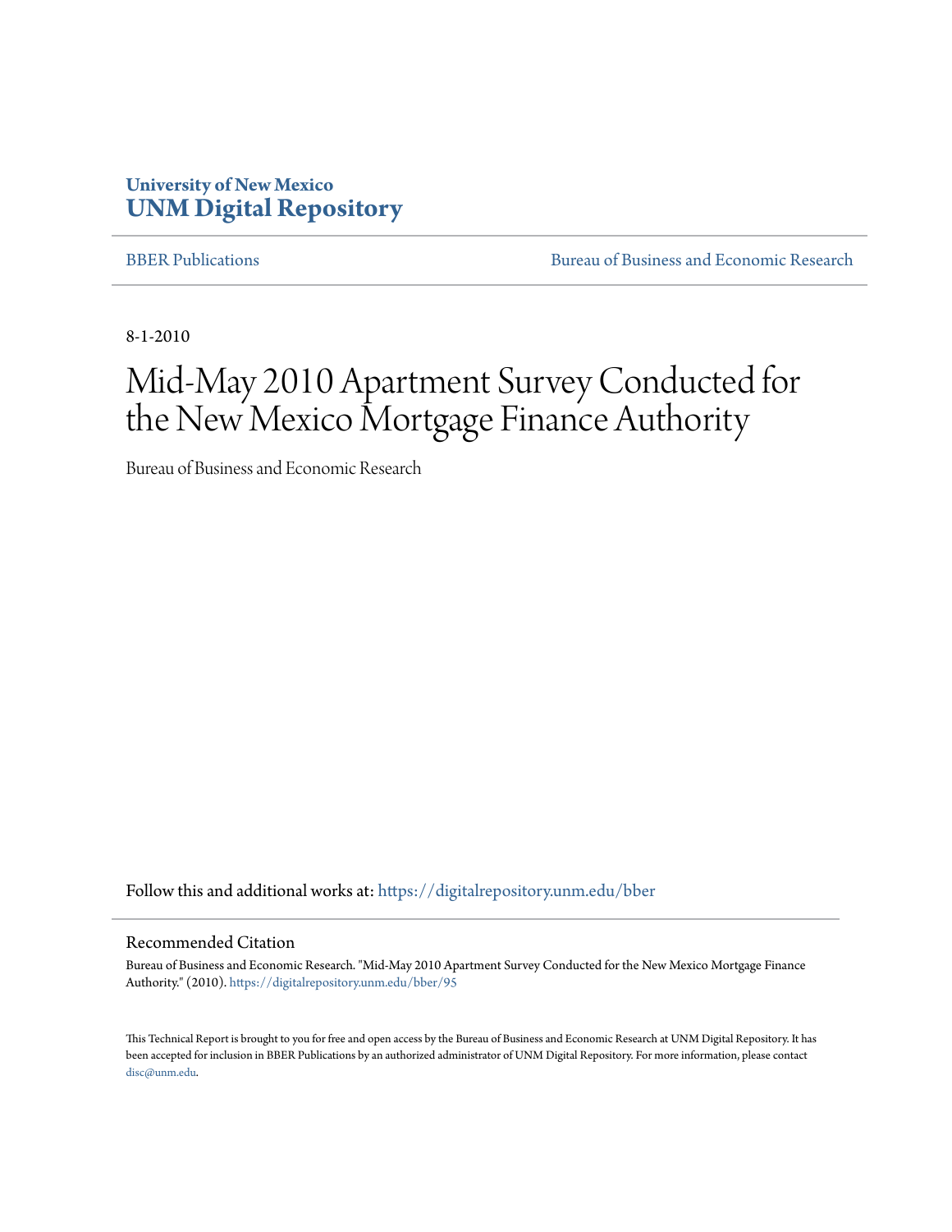**University of New Mexico**
**UNM Digital Repository**

BBER Publications | Bureau of Business and Economic Research

8-1-2010

# Mid-May 2010 Apartment Survey Conducted for the New Mexico Mortgage Finance Authority

Bureau of Business and Economic Research

Follow this and additional works at: https://digitalrepository.unm.edu/bber

## Recommended Citation

Bureau of Business and Economic Research. "Mid-May 2010 Apartment Survey Conducted for the New Mexico Mortgage Finance Authority." (2010). https://digitalrepository.unm.edu/bber/95

This Technical Report is brought to you for free and open access by the Bureau of Business and Economic Research at UNM Digital Repository. It has been accepted for inclusion in BBER Publications by an authorized administrator of UNM Digital Repository. For more information, please contact disc@unm.edu.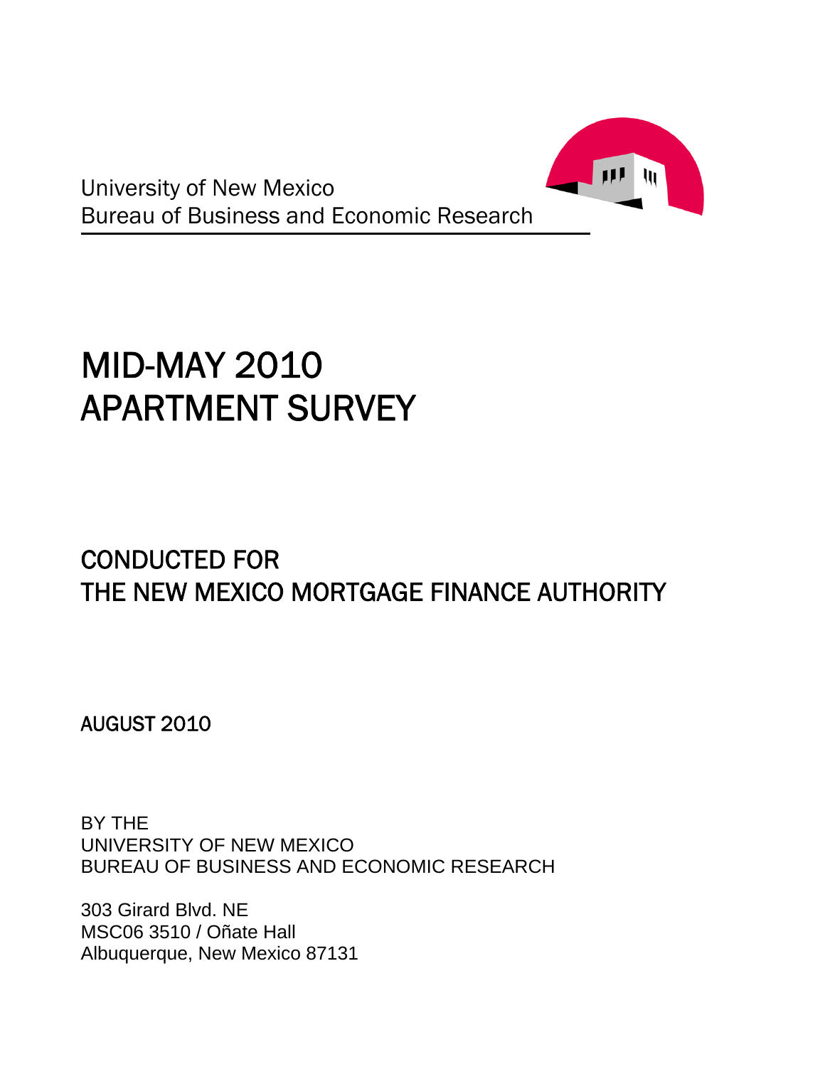University of New Mexico
Bureau of Business and Economic Research

# MID-MAY 2010 APARTMENT SURVEY

## CONDUCTED FOR THE NEW MEXICO MORTGAGE FINANCE AUTHORITY

AUGUST 2010

BY THE
UNIVERSITY OF NEW MEXICO
BUREAU OF BUSINESS AND ECONOMIC RESEARCH

303 Girard Blvd. NE
MSC06 3510 / Oñate Hall
Albuquerque, New Mexico 87131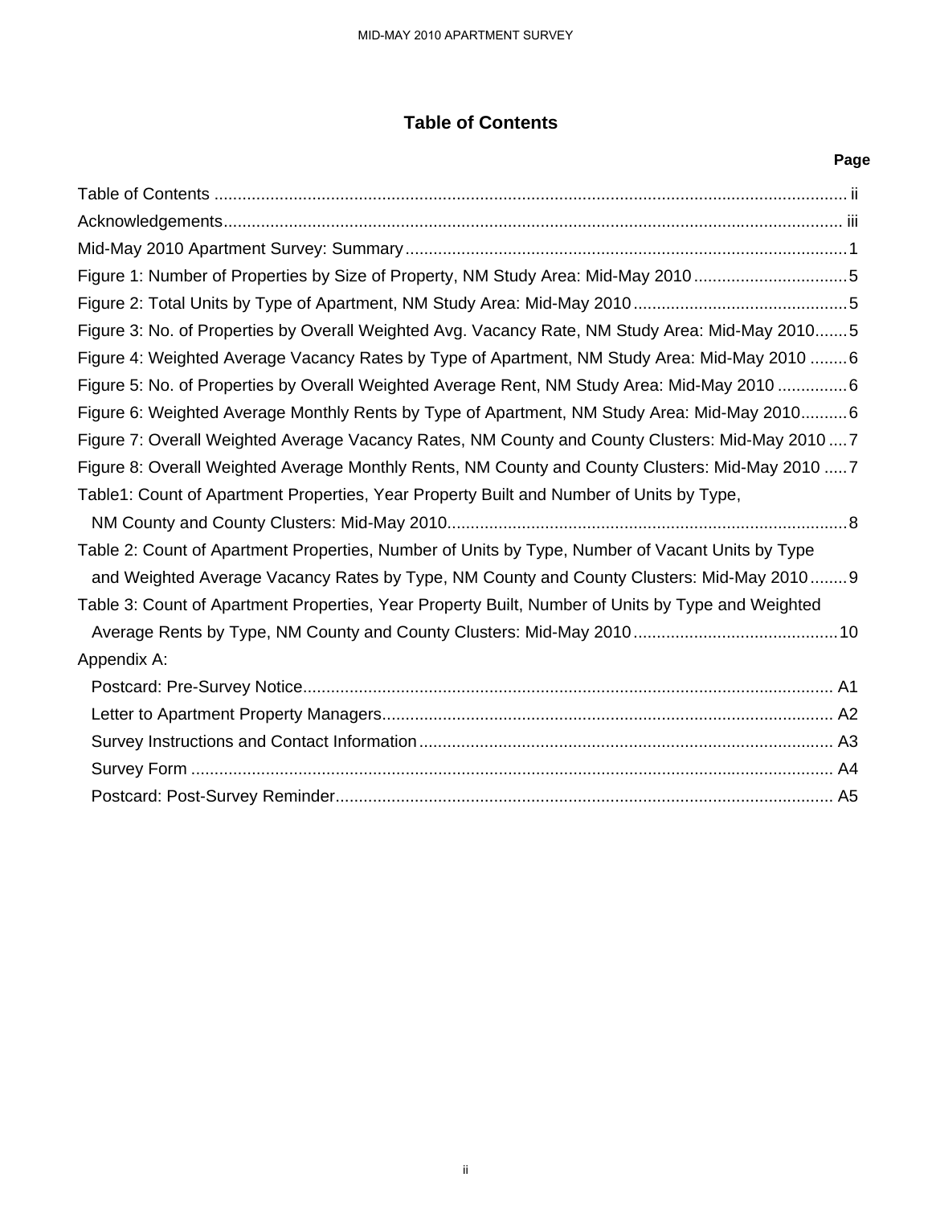# Table of Contents

| | Page |
|---|---|
| Table of Contents | ii |
| Acknowledgements | iii |
| Mid-May 2010 Apartment Survey: Summary | 1 |
| Figure 1: Number of Properties by Size of Property, NM Study Area: Mid-May 2010 | 5 |
| Figure 2: Total Units by Type of Apartment, NM Study Area: Mid-May 2010 | 5 |
| Figure 3: No. of Properties by Overall Weighted Avg. Vacancy Rate, NM Study Area: Mid-May 2010 | 5 |
| Figure 4: Weighted Average Vacancy Rates by Type of Apartment, NM Study Area: Mid-May 2010 | 6 |
| Figure 5: No. of Properties by Overall Weighted Average Rent, NM Study Area: Mid-May 2010 | 6 |
| Figure 6: Weighted Average Monthly Rents by Type of Apartment, NM Study Area: Mid-May 2010 | 6 |
| Figure 7: Overall Weighted Average Vacancy Rates, NM County and County Clusters: Mid-May 2010 | 7 |
| Figure 8: Overall Weighted Average Monthly Rents, NM County and County Clusters: Mid-May 2010 | 7 |
| Table1: Count of Apartment Properties, Year Property Built and Number of Units by Type, NM County and County Clusters: Mid-May 2010 | 8 |
| Table 2: Count of Apartment Properties, Number of Units by Type, Number of Vacant Units by Type and Weighted Average Vacancy Rates by Type, NM County and County Clusters: Mid-May 2010 | 9 |
| Table 3: Count of Apartment Properties, Year Property Built, Number of Units by Type and Weighted Average Rents by Type, NM County and County Clusters: Mid-May 2010 | 10 |
| Appendix A: | |
| Postcard: Pre-Survey Notice | A1 |
| Letter to Apartment Property Managers | A2 |
| Survey Instructions and Contact Information | A3 |
| Survey Form | A4 |
| Postcard: Post-Survey Reminder | A5 |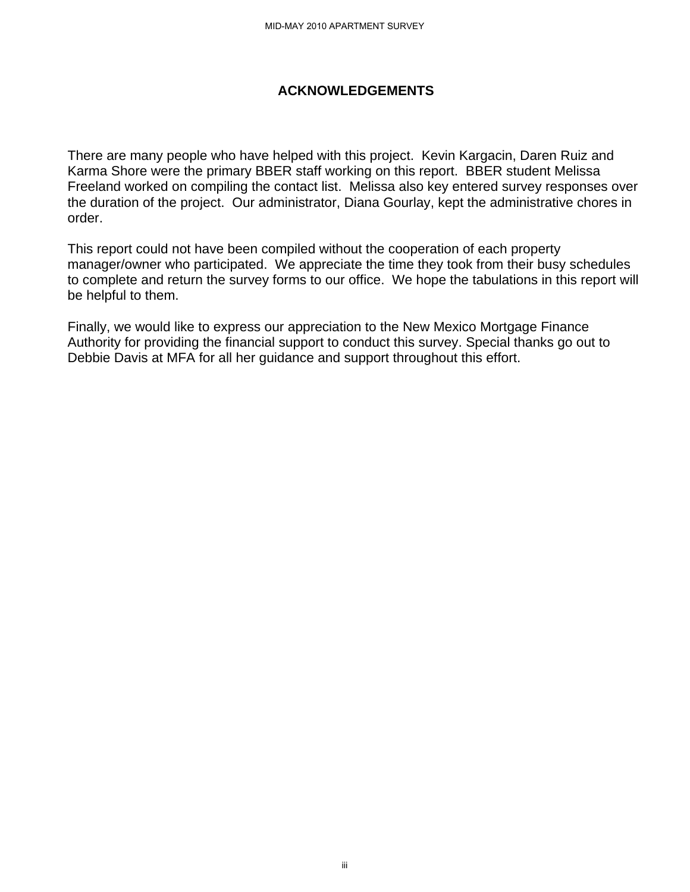# ACKNOWLEDGEMENTS

There are many people who have helped with this project. Kevin Kargacin, Daren Ruiz and Karma Shore were the primary BBER staff working on this report. BBER student Melissa Freeland worked on compiling the contact list. Melissa also key entered survey responses over the duration of the project. Our administrator, Diana Gourlay, kept the administrative chores in order.

This report could not have been compiled without the cooperation of each property manager/owner who participated. We appreciate the time they took from their busy schedules to complete and return the survey forms to our office. We hope the tabulations in this report will be helpful to them.

Finally, we would like to express our appreciation to the New Mexico Mortgage Finance Authority for providing the financial support to conduct this survey. Special thanks go out to Debbie Davis at MFA for all her guidance and support throughout this effort.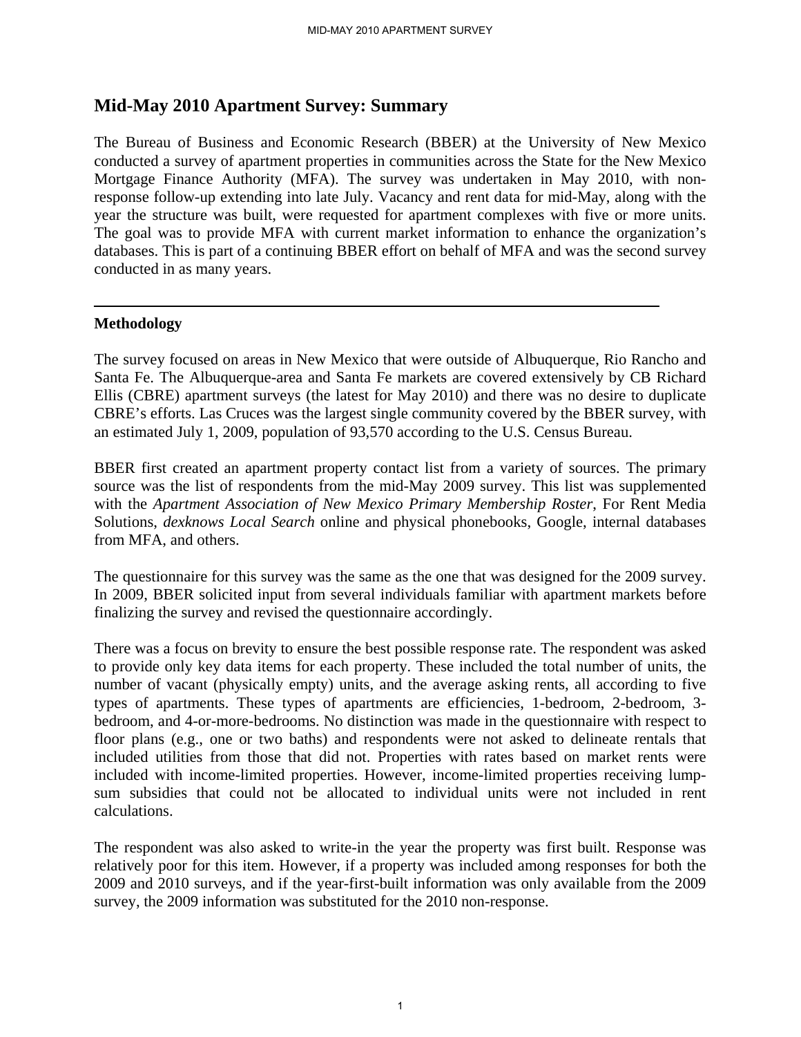## Mid-May 2010 Apartment Survey: Summary

The Bureau of Business and Economic Research (BBER) at the University of New Mexico conducted a survey of apartment properties in communities across the State for the New Mexico Mortgage Finance Authority (MFA). The survey was undertaken in May 2010, with non-response follow-up extending into late July. Vacancy and rent data for mid-May, along with the year the structure was built, were requested for apartment complexes with five or more units. The goal was to provide MFA with current market information to enhance the organization's databases. This is part of a continuing BBER effort on behalf of MFA and was the second survey conducted in as many years.

---

### Methodology

The survey focused on areas in New Mexico that were outside of Albuquerque, Rio Rancho and Santa Fe. The Albuquerque-area and Santa Fe markets are covered extensively by CB Richard Ellis (CBRE) apartment surveys (the latest for May 2010) and there was no desire to duplicate CBRE's efforts. Las Cruces was the largest single community covered by the BBER survey, with an estimated July 1, 2009, population of 93,570 according to the U.S. Census Bureau.

BBER first created an apartment property contact list from a variety of sources. The primary source was the list of respondents from the mid-May 2009 survey. This list was supplemented with the *Apartment Association of New Mexico Primary Membership Roster*, For Rent Media Solutions, *dexknows Local Search* online and physical phonebooks, Google, internal databases from MFA, and others.

The questionnaire for this survey was the same as the one that was designed for the 2009 survey. In 2009, BBER solicited input from several individuals familiar with apartment markets before finalizing the survey and revised the questionnaire accordingly.

There was a focus on brevity to ensure the best possible response rate. The respondent was asked to provide only key data items for each property. These included the total number of units, the number of vacant (physically empty) units, and the average asking rents, all according to five types of apartments. These types of apartments are efficiencies, 1-bedroom, 2-bedroom, 3-bedroom, and 4-or-more-bedrooms. No distinction was made in the questionnaire with respect to floor plans (e.g., one or two baths) and respondents were not asked to delineate rentals that included utilities from those that did not. Properties with rates based on market rents were included with income-limited properties. However, income-limited properties receiving lump-sum subsidies that could not be allocated to individual units were not included in rent calculations.

The respondent was also asked to write-in the year the property was first built. Response was relatively poor for this item. However, if a property was included among responses for both the 2009 and 2010 surveys, and if the year-first-built information was only available from the 2009 survey, the 2009 information was substituted for the 2010 non-response.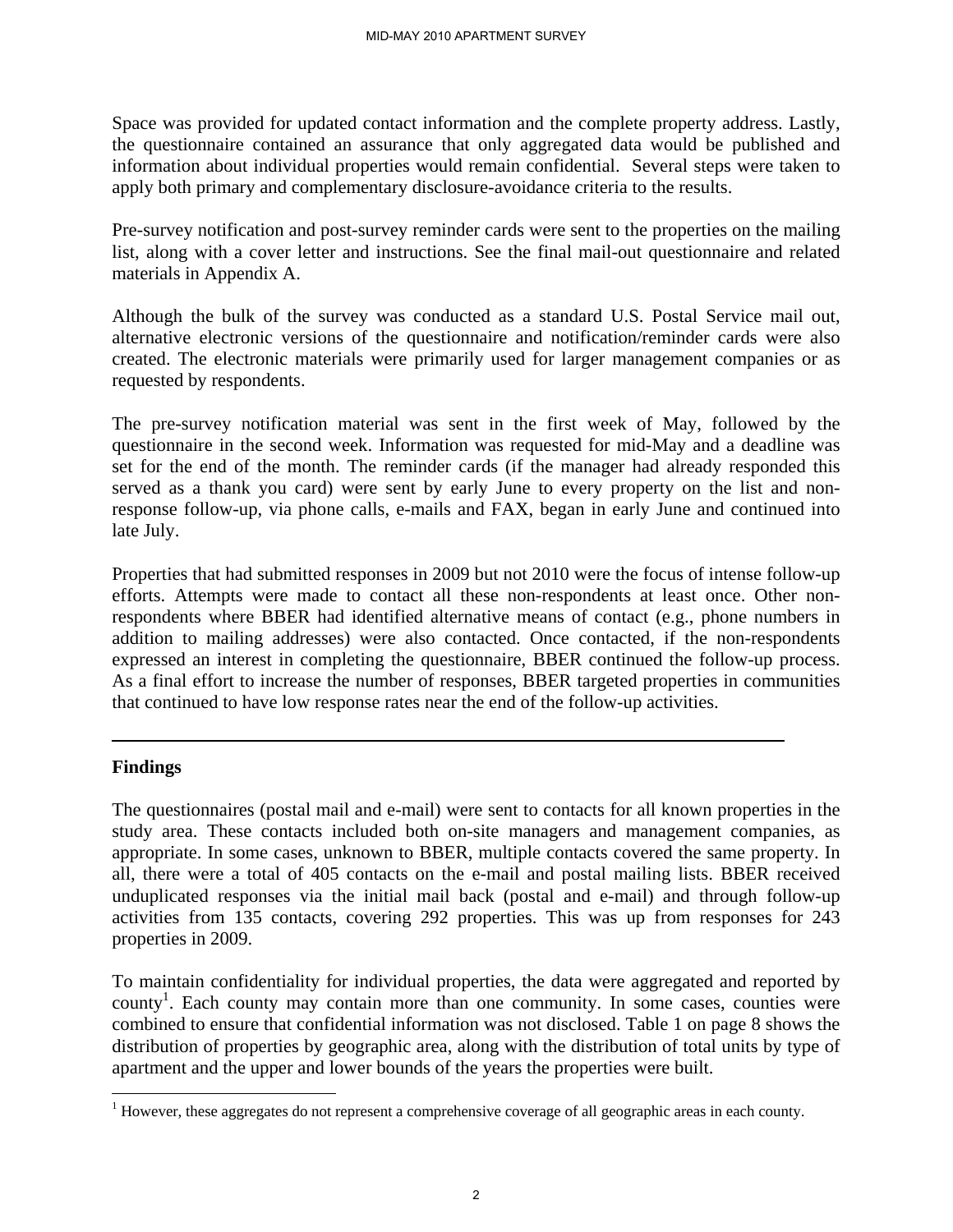Space was provided for updated contact information and the complete property address. Lastly, the questionnaire contained an assurance that only aggregated data would be published and information about individual properties would remain confidential. Several steps were taken to apply both primary and complementary disclosure-avoidance criteria to the results.

Pre-survey notification and post-survey reminder cards were sent to the properties on the mailing list, along with a cover letter and instructions. See the final mail-out questionnaire and related materials in Appendix A.

Although the bulk of the survey was conducted as a standard U.S. Postal Service mail out, alternative electronic versions of the questionnaire and notification/reminder cards were also created. The electronic materials were primarily used for larger management companies or as requested by respondents.

The pre-survey notification material was sent in the first week of May, followed by the questionnaire in the second week. Information was requested for mid-May and a deadline was set for the end of the month. The reminder cards (if the manager had already responded this served as a thank you card) were sent by early June to every property on the list and non-response follow-up, via phone calls, e-mails and FAX, began in early June and continued into late July.

Properties that had submitted responses in 2009 but not 2010 were the focus of intense follow-up efforts. Attempts were made to contact all these non-respondents at least once. Other non-respondents where BBER had identified alternative means of contact (e.g., phone numbers in addition to mailing addresses) were also contacted. Once contacted, if the non-respondents expressed an interest in completing the questionnaire, BBER continued the follow-up process. As a final effort to increase the number of responses, BBER targeted properties in communities that continued to have low response rates near the end of the follow-up activities.

---

**Findings**

The questionnaires (postal mail and e-mail) were sent to contacts for all known properties in the study area. These contacts included both on-site managers and management companies, as appropriate. In some cases, unknown to BBER, multiple contacts covered the same property. In all, there were a total of 405 contacts on the e-mail and postal mailing lists. BBER received unduplicated responses via the initial mail back (postal and e-mail) and through follow-up activities from 135 contacts, covering 292 properties. This was up from responses for 243 properties in 2009.

To maintain confidentiality for individual properties, the data were aggregated and reported by county[1]. Each county may contain more than one community. In some cases, counties were combined to ensure that confidential information was not disclosed. Table 1 on page 8 shows the distribution of properties by geographic area, along with the distribution of total units by type of apartment and the upper and lower bounds of the years the properties were built.

[1] However, these aggregates do not represent a comprehensive coverage of all geographic areas in each county.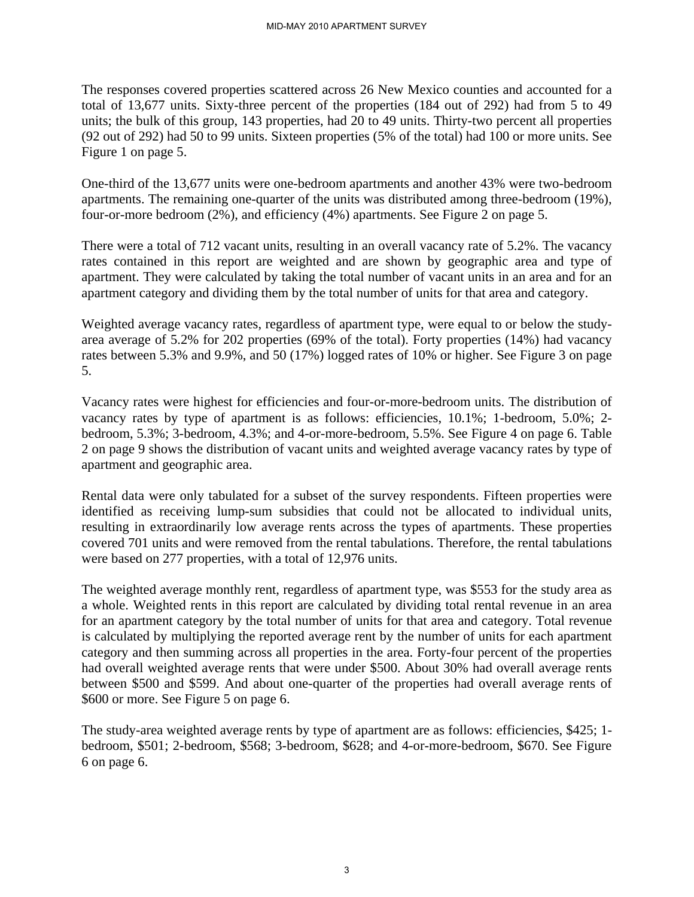The responses covered properties scattered across 26 New Mexico counties and accounted for a total of 13,677 units. Sixty-three percent of the properties (184 out of 292) had from 5 to 49 units; the bulk of this group, 143 properties, had 20 to 49 units. Thirty-two percent all properties (92 out of 292) had 50 to 99 units. Sixteen properties (5% of the total) had 100 or more units. See Figure 1 on page 5.

One-third of the 13,677 units were one-bedroom apartments and another 43% were two-bedroom apartments. The remaining one-quarter of the units was distributed among three-bedroom (19%), four-or-more bedroom (2%), and efficiency (4%) apartments. See Figure 2 on page 5.

There were a total of 712 vacant units, resulting in an overall vacancy rate of 5.2%. The vacancy rates contained in this report are weighted and are shown by geographic area and type of apartment. They were calculated by taking the total number of vacant units in an area and for an apartment category and dividing them by the total number of units for that area and category.

Weighted average vacancy rates, regardless of apartment type, were equal to or below the study-area average of 5.2% for 202 properties (69% of the total). Forty properties (14%) had vacancy rates between 5.3% and 9.9%, and 50 (17%) logged rates of 10% or higher. See Figure 3 on page 5.

Vacancy rates were highest for efficiencies and four-or-more-bedroom units. The distribution of vacancy rates by type of apartment is as follows: efficiencies, 10.1%; 1-bedroom, 5.0%; 2-bedroom, 5.3%; 3-bedroom, 4.3%; and 4-or-more-bedroom, 5.5%. See Figure 4 on page 6. Table 2 on page 9 shows the distribution of vacant units and weighted average vacancy rates by type of apartment and geographic area.

Rental data were only tabulated for a subset of the survey respondents. Fifteen properties were identified as receiving lump-sum subsidies that could not be allocated to individual units, resulting in extraordinarily low average rents across the types of apartments. These properties covered 701 units and were removed from the rental tabulations. Therefore, the rental tabulations were based on 277 properties, with a total of 12,976 units.

The weighted average monthly rent, regardless of apartment type, was $553 for the study area as a whole. Weighted rents in this report are calculated by dividing total rental revenue in an area for an apartment category by the total number of units for that area and category. Total revenue is calculated by multiplying the reported average rent by the number of units for each apartment category and then summing across all properties in the area. Forty-four percent of the properties had overall weighted average rents that were under $500. About 30% had overall average rents between $500 and $599. And about one-quarter of the properties had overall average rents of $600 or more. See Figure 5 on page 6.

The study-area weighted average rents by type of apartment are as follows: efficiencies, $425; 1-bedroom, $501; 2-bedroom, $568; 3-bedroom, $628; and 4-or-more-bedroom, $670. See Figure 6 on page 6.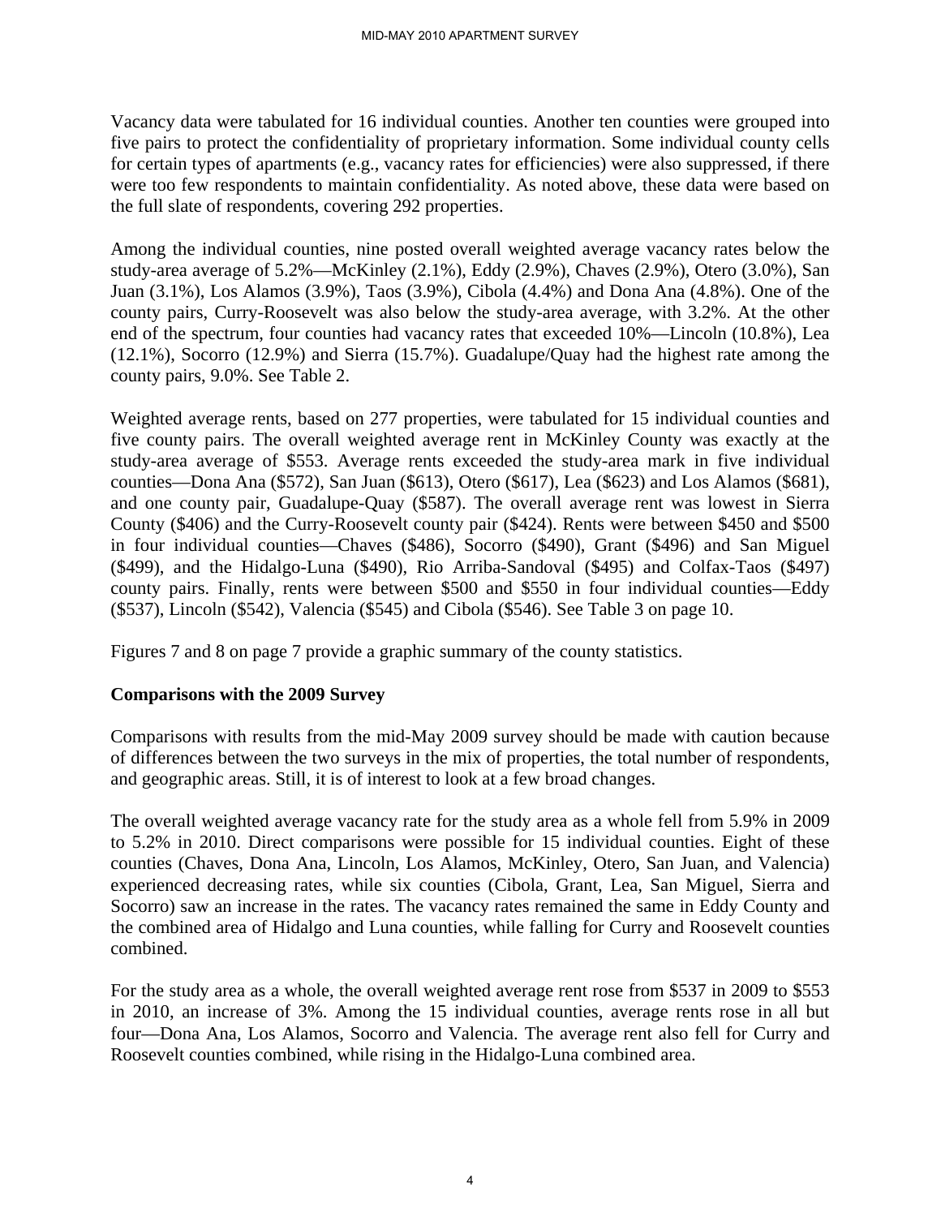Vacancy data were tabulated for 16 individual counties. Another ten counties were grouped into five pairs to protect the confidentiality of proprietary information. Some individual county cells for certain types of apartments (e.g., vacancy rates for efficiencies) were also suppressed, if there were too few respondents to maintain confidentiality. As noted above, these data were based on the full slate of respondents, covering 292 properties.

Among the individual counties, nine posted overall weighted average vacancy rates below the study-area average of 5.2%—McKinley (2.1%), Eddy (2.9%), Chaves (2.9%), Otero (3.0%), San Juan (3.1%), Los Alamos (3.9%), Taos (3.9%), Cibola (4.4%) and Dona Ana (4.8%). One of the county pairs, Curry-Roosevelt was also below the study-area average, with 3.2%. At the other end of the spectrum, four counties had vacancy rates that exceeded 10%—Lincoln (10.8%), Lea (12.1%), Socorro (12.9%) and Sierra (15.7%). Guadalupe/Quay had the highest rate among the county pairs, 9.0%. See Table 2.

Weighted average rents, based on 277 properties, were tabulated for 15 individual counties and five county pairs. The overall weighted average rent in McKinley County was exactly at the study-area average of $553. Average rents exceeded the study-area mark in five individual counties—Dona Ana ($572), San Juan ($613), Otero ($617), Lea ($623) and Los Alamos ($681), and one county pair, Guadalupe-Quay ($587). The overall average rent was lowest in Sierra County ($406) and the Curry-Roosevelt county pair ($424). Rents were between $450 and $500 in four individual counties—Chaves ($486), Socorro ($490), Grant ($496) and San Miguel ($499), and the Hidalgo-Luna ($490), Rio Arriba-Sandoval ($495) and Colfax-Taos ($497) county pairs. Finally, rents were between $500 and $550 in four individual counties—Eddy ($537), Lincoln ($542), Valencia ($545) and Cibola ($546). See Table 3 on page 10.

Figures 7 and 8 on page 7 provide a graphic summary of the county statistics.

**Comparisons with the 2009 Survey**

Comparisons with results from the mid-May 2009 survey should be made with caution because of differences between the two surveys in the mix of properties, the total number of respondents, and geographic areas. Still, it is of interest to look at a few broad changes.

The overall weighted average vacancy rate for the study area as a whole fell from 5.9% in 2009 to 5.2% in 2010. Direct comparisons were possible for 15 individual counties. Eight of these counties (Chaves, Dona Ana, Lincoln, Los Alamos, McKinley, Otero, San Juan, and Valencia) experienced decreasing rates, while six counties (Cibola, Grant, Lea, San Miguel, Sierra and Socorro) saw an increase in the rates. The vacancy rates remained the same in Eddy County and the combined area of Hidalgo and Luna counties, while falling for Curry and Roosevelt counties combined.

For the study area as a whole, the overall weighted average rent rose from $537 in 2009 to $553 in 2010, an increase of 3%. Among the 15 individual counties, average rents rose in all but four—Dona Ana, Los Alamos, Socorro and Valencia. The average rent also fell for Curry and Roosevelt counties combined, while rising in the Hidalgo-Luna combined area.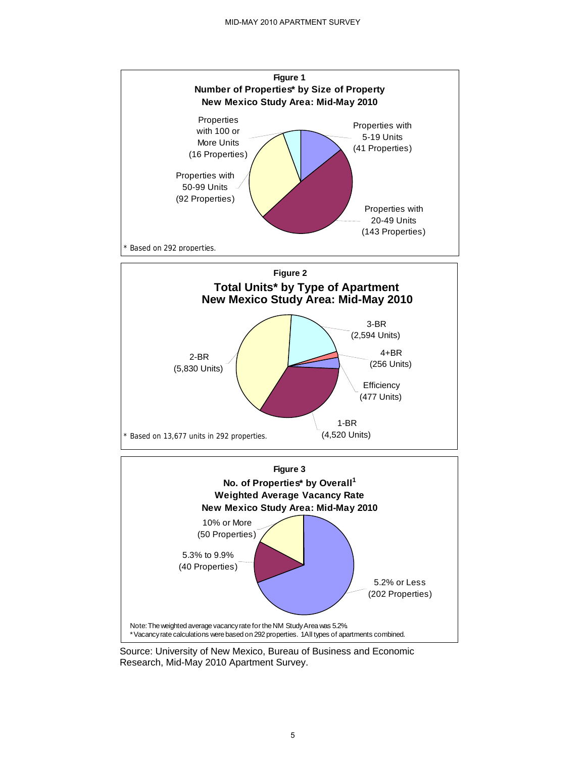**Figure 1**
**Number of Properties* by Size of Property**
**New Mexico Study Area: Mid-May 2010**

Properties with 5-19 Units (41 Properties)

Properties with 20-49 Units (143 Properties)

Properties with 50-99 Units (92 Properties)

Properties with 100 or More Units (16 Properties)

* Based on 292 properties.

**Figure 2**
**Total Units* by Type of Apartment**
**New Mexico Study Area: Mid-May 2010**

3-BR (2,594 Units)

4+BR (256 Units)

Efficiency (477 Units)

1-BR (4,520 Units)

2-BR (5,830 Units)

* Based on 13,677 units in 292 properties.

**Figure 3**
**No. of Properties* by Overall[1]**
**Weighted Average Vacancy Rate**
**New Mexico Study Area: Mid-May 2010**

10% or More (50 Properties)

5.3% to 9.9% (40 Properties)

5.2% or Less (202 Properties)

Note: The weighted average vacancy rate for the NM Study Area was 5.2%.
* Vacancy rate calculations were based on 292 properties. 1All types of apartments combined.

Source: University of New Mexico, Bureau of Business and Economic Research, Mid-May 2010 Apartment Survey.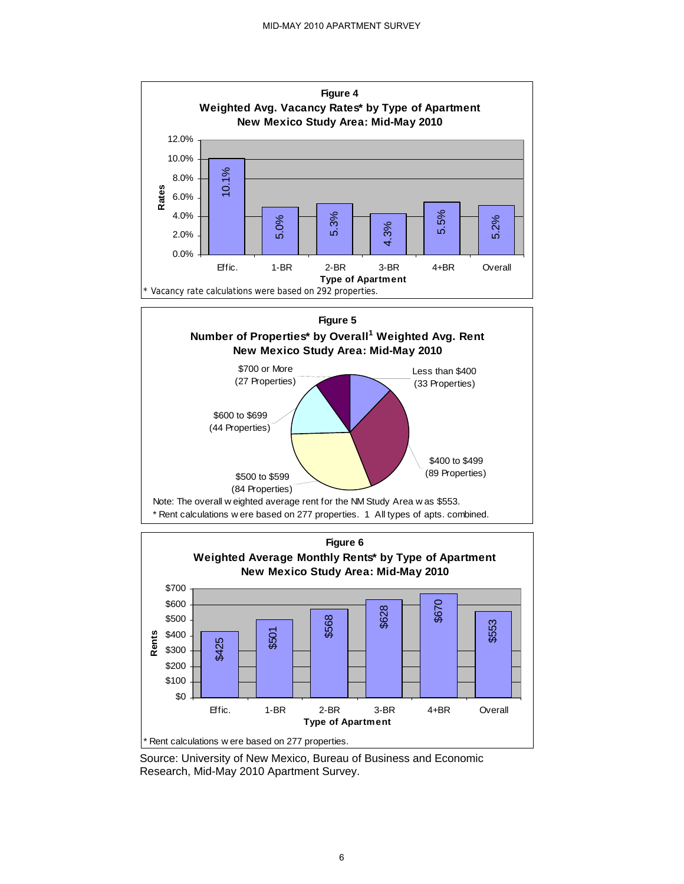**Figure 4**
**Weighted Avg. Vacancy Rates* by Type of Apartment**
**New Mexico Study Area: Mid-May 2010**

| Type of Apartment | Rates |
|---|---|
| Effic. | 10.1% |
| 1-BR | 5.0% |
| 2-BR | 5.3% |
| 3-BR | 4.3% |
| 4+BR | 5.5% |
| Overall | 5.2% |

* Vacancy rate calculations were based on 292 properties.

**Figure 5**
**Number of Properties* by Overall[1] Weighted Avg. Rent**
**New Mexico Study Area: Mid-May 2010**

| Rent Range | Number of Properties |
|---|---|
| Less than $400 | 33 Properties |
| $400 to $499 | 89 Properties |
| $500 to $599 | 84 Properties |
| $600 to $699 | 44 Properties |
| $700 or More | 27 Properties |

Note: The overall weighted average rent for the NM Study Area was $553.
* Rent calculations were based on 277 properties. 1 All types of apts. combined.

**Figure 6**
**Weighted Average Monthly Rents* by Type of Apartment**
**New Mexico Study Area: Mid-May 2010**

| Type of Apartment | Rents |
|---|---|
| Effic. | $425 |
| 1-BR | $501 |
| 2-BR | $568 |
| 3-BR | $628 |
| 4+BR | $670 |
| Overall | $553 |

* Rent calculations were based on 277 properties.

Source: University of New Mexico, Bureau of Business and Economic Research, Mid-May 2010 Apartment Survey.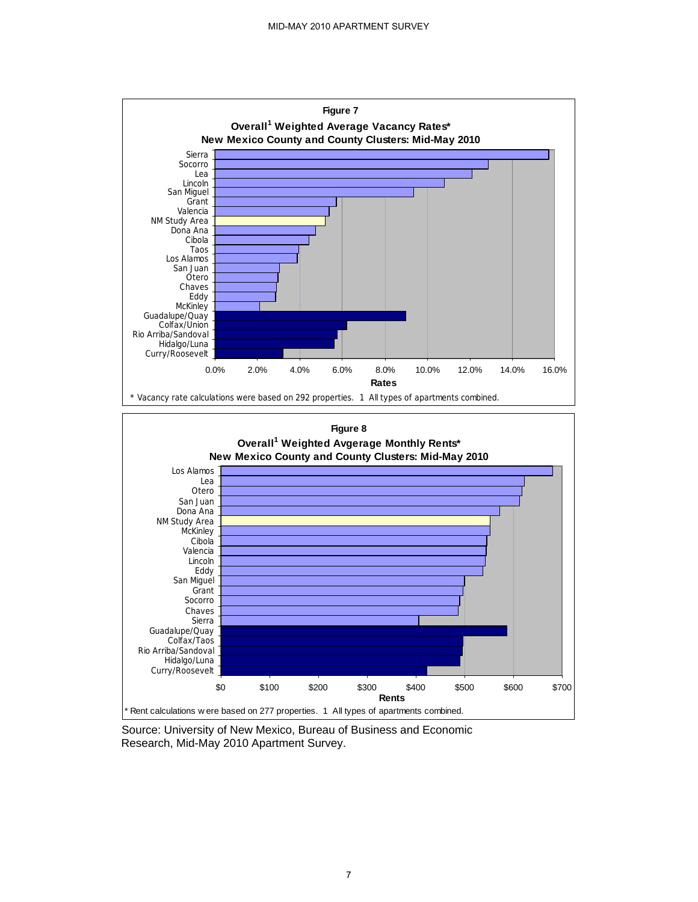**Figure 7**

**Overall[1] Weighted Average Vacancy Rates***

**New Mexico County and County Clusters: Mid-May 2010**

Sierra
Socorro
Lea
Lincoln
San Miguel
Grant
Valencia
NM Study Area
Dona Ana
Cibola
Taos
Los Alamos
San Juan
Otero
Chaves
Eddy
McKinley
Guadalupe/Quay
Colfax/Union
Rio Arriba/Sandoval
Hidalgo/Luna
Curry/Roosevelt

0.0% 2.0% 4.0% 6.0% 8.0% 10.0% 12.0% 14.0% 16.0%

**Rates**

* Vacancy rate calculations were based on 292 properties. 1 All types of apartments combined.

**Figure 8**

**Overall[1] Weighted Avgerage Monthly Rents***

**New Mexico County and County Clusters: Mid-May 2010**

Los Alamos
Lea
Otero
San Juan
Dona Ana
NM Study Area
McKinley
Cibola
Valencia
Lincoln
Eddy
San Miguel
Grant
Socorro
Chaves
Sierra
Guadalupe/Quay
Colfax/Taos
Rio Arriba/Sandoval
Hidalgo/Luna
Curry/Roosevelt

$0 $100 $200 $300 $400 $500 $600 $700

**Rents**

* Rent calculations were based on 277 properties. 1 All types of apartments combined.

Source: University of New Mexico, Bureau of Business and Economic Research, Mid-May 2010 Apartment Survey.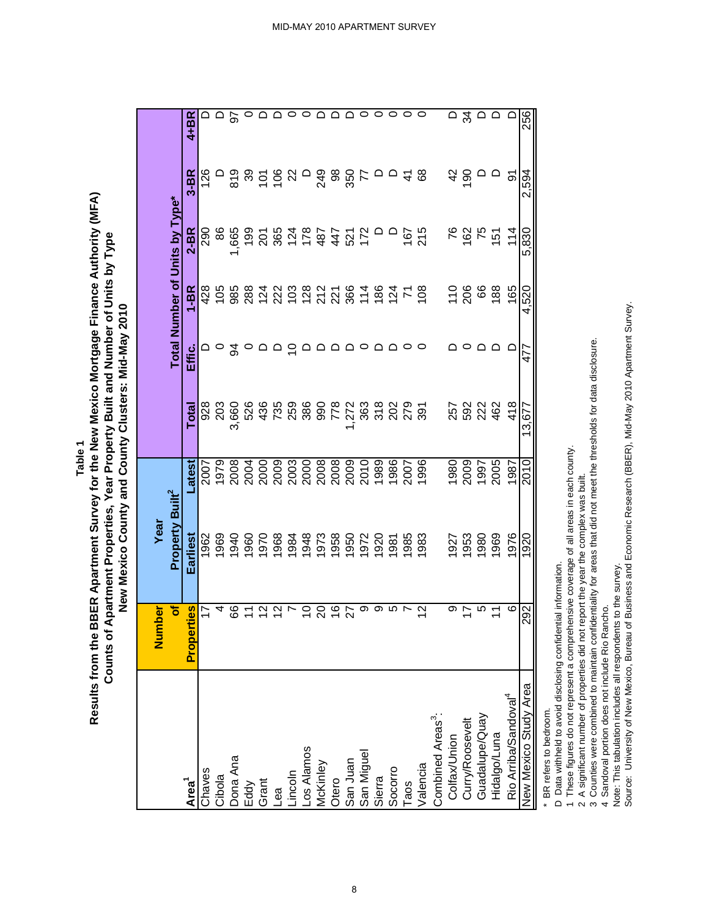# Table 1

## Results from the BBER Apartment Survey for the New Mexico Mortgage Finance Authority (MFA)

### Counts of Apartment Properties, Year Property Built and Number of Units by Type

### New Mexico County and County Clusters: Mid-May 2010

| Area[1] | Number of Properties | Year Property Built[2] | | Total Number of Units by Type* | | | | | |
|---|---|---|---|---|---|---|---|---|---|
| | | Earliest | Latest | Total | Effic. | 1-BR | 2-BR | 3-BR | 4+BR |
| Chaves | 17 | 1962 | 2007 | 928 | D | 428 | 290 | 126 | D |
| Cibola | 4 | 1969 | 1979 | 203 | 0 | 105 | 86 | D | D |
| Dona Ana | 66 | 1940 | 2008 | 3,660 | 94 | 985 | 1,665 | 819 | 97 |
| Eddy | 11 | 1960 | 2004 | 526 | 0 | 288 | 199 | 39 | 0 |
| Grant | 12 | 1970 | 2000 | 436 | D | 124 | 201 | 101 | D |
| Lea | 12 | 1968 | 2009 | 735 | D | 222 | 365 | 106 | D |
| Lincoln | 7 | 1984 | 2003 | 259 | 10 | 103 | 124 | 22 | 0 |
| Los Alamos | 10 | 1948 | 2000 | 386 | D | 128 | 178 | D | 0 |
| McKinley | 20 | 1973 | 2008 | 990 | D | 212 | 487 | 249 | D |
| Otero | 16 | 1958 | 2008 | 778 | D | 221 | 447 | 98 | D |
| San Juan | 27 | 1950 | 2009 | 1,272 | D | 366 | 521 | 350 | D |
| San Miguel | 9 | 1972 | 2010 | 363 | 0 | 114 | 172 | 77 | 0 |
| Sierra | 9 | 1920 | 1989 | 318 | D | 186 | D | D | 0 |
| Socorro | 5 | 1981 | 1986 | 202 | D | 124 | D | D | 0 |
| Taos | 7 | 1985 | 2007 | 279 | 0 | 71 | 167 | 41 | 0 |
| Valencia | 12 | 1983 | 1996 | 391 | 0 | 108 | 215 | 68 | 0 |
| Combined Areas[3]: | | | | | | | | | |
| Colfax/Union | 9 | 1927 | 1980 | 257 | D | 110 | 76 | 42 | D |
| Curry/Roosevelt | 17 | 1953 | 2009 | 592 | 0 | 206 | 162 | 190 | 34 |
| Guadalupe/Quay | 5 | 1980 | 1997 | 222 | D | 66 | 75 | D | D |
| Hidalgo/Luna | 11 | 1969 | 2005 | 462 | D | 188 | 151 | D | D |
| Rio Arriba/Sandoval[4] | 6 | 1976 | 1987 | 418 | D | 165 | 114 | 91 | D |
| New Mexico Study Area | 292 | 1920 | 2010 | 13,677 | 477 | 4,520 | 5,830 | 2,594 | 256 |

\* BR refers to bedroom.

D Data withheld to avoid disclosing confidential information.

1 These figures do not represent a comprehensive coverage of all areas in each county.

2 A significant number of properties did not report the year the complex was built.

3 Counties were combined to maintain confidentiality for areas that did not meet the thresholds for data disclosure.

4 Sandoval portion does not include Rio Rancho.

Note: This tabulation includes all respondents to the survey.

Source: University of New Mexico, Bureau of Business and Economic Research (BBER), Mid-May 2010 Apartment Survey.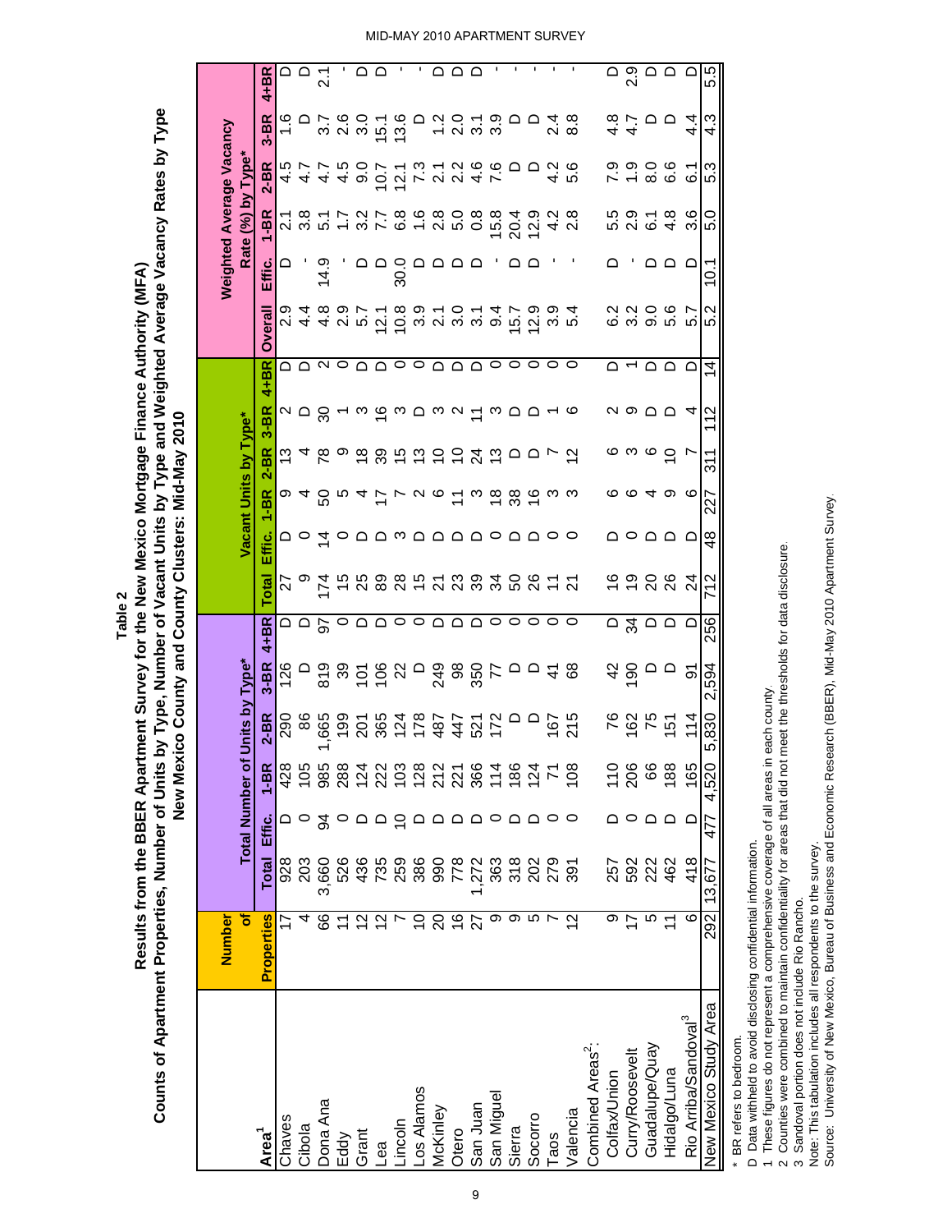# Table 2

## Results from the BBER Apartment Survey for the New Mexico Mortgage Finance Authority (MFA)

### Counts of Apartment Properties, Number of Units by Type, Number of Vacant Units by Type and Weighted Average Vacancy Rates by Type

### New Mexico County and County Clusters: Mid-May 2010

| Area[1] | Number of Properties | Total Number of Units by Type* | | | | | | Vacant Units by Type* | | | | | | Weighted Average Vacancy Rate (%) by Type* | | | | | |
|---|---|---|---|---|---|---|---|---|---|---|---|---|---|---|---|---|---|---|---|
| | | Total | Effic. | 1-BR | 2-BR | 3-BR | 4+BR | Total | Effic. | 1-BR | 2-BR | 3-BR | 4+BR | Overall | Effic. | 1-BR | 2-BR | 3-BR | 4+BR |
| Chaves | 17 | 928 | D | 428 | 290 | 126 | D | 27 | D | 9 | 13 | 2 | D | 2.9 | D | 2.1 | 4.5 | 1.6 | D |
| Cibola | 4 | 203 | 0 | 105 | 86 | D | D | 9 | 0 | 4 | 4 | D | D | 4.4 | - | 3.8 | 4.7 | D | D |
| Dona Ana | 66 | 3,660 | 94 | 985 | 1,665 | 819 | 97 | 174 | 14 | 50 | 78 | 30 | 2 | 4.8 | 14.9 | 5.1 | 4.7 | 3.7 | 2.1 |
| Eddy | 11 | 526 | 0 | 288 | 199 | 39 | 0 | 15 | 0 | 5 | 9 | 1 | 0 | 2.9 | - | 1.7 | 4.5 | 2.6 | - |
| Grant | 12 | 436 | D | 124 | 201 | 101 | D | 25 | D | 4 | 18 | 3 | D | 5.7 | D | 3.2 | 9.0 | 3.0 | D |
| Lea | 12 | 735 | D | 222 | 365 | 106 | D | 89 | D | 17 | 39 | 16 | D | 12.1 | D | 7.7 | 10.7 | 15.1 | D |
| Lincoln | 7 | 259 | 10 | 103 | 124 | 22 | 0 | 28 | 3 | 7 | 15 | 3 | 0 | 10.8 | 30.0 | 6.8 | 12.1 | 13.6 | - |
| Los Alamos | 10 | 386 | D | 128 | 178 | D | 0 | 15 | D | 2 | 13 | D | 0 | 3.9 | D | 1.6 | 7.3 | D | - |
| McKinley | 20 | 990 | D | 212 | 487 | 249 | D | 21 | D | 6 | 10 | 3 | D | 2.1 | D | 2.8 | 2.1 | 1.2 | D |
| Otero | 16 | 778 | D | 221 | 447 | 98 | D | 23 | D | 11 | 10 | 2 | D | 3.0 | D | 5.0 | 2.2 | 2.0 | D |
| San Juan | 27 | 1,272 | D | 366 | 521 | 350 | D | 39 | D | 3 | 24 | 11 | D | 3.1 | D | 0.8 | 4.6 | 3.1 | D |
| San Miguel | 9 | 363 | 0 | 114 | 172 | 77 | 0 | 34 | 0 | 18 | 13 | 3 | 0 | 9.4 | - | 15.8 | 7.6 | 3.9 | - |
| Sierra | 9 | 318 | D | 186 | D | D | 0 | 50 | D | 38 | D | D | 0 | 15.7 | D | 20.4 | D | D | - |
| Socorro | 5 | 202 | D | 124 | D | D | 0 | 26 | D | 16 | D | D | 0 | 12.9 | D | 12.9 | D | D | - |
| Taos | 7 | 279 | 0 | 71 | 167 | 41 | 0 | 11 | 0 | 3 | 7 | 1 | 0 | 3.9 | - | 4.2 | 4.2 | 2.4 | - |
| Valencia | 12 | 391 | 0 | 108 | 215 | 68 | 0 | 21 | 0 | 3 | 12 | 6 | 0 | 5.4 | - | 2.8 | 5.6 | 8.8 | - |
| Combined Areas[2]: | | | | | | | | | | | | | | | | | | | |
| Colfax/Union | 9 | 257 | D | 110 | 76 | 42 | D | 16 | D | 6 | 6 | 2 | D | 6.2 | D | 5.5 | 7.9 | 4.8 | D |
| Curry/Roosevelt | 17 | 592 | 0 | 206 | 162 | 190 | 34 | 19 | 0 | 6 | 3 | 9 | 1 | 3.2 | - | 2.9 | 1.9 | 4.7 | 2.9 |
| Guadalupe/Quay | 5 | 222 | D | 66 | 75 | D | D | 20 | D | 4 | 6 | D | D | 9.0 | D | 6.1 | 8.0 | D | D |
| Hidalgo/Luna | 11 | 462 | D | 188 | 151 | D | D | 26 | D | 9 | 10 | D | D | 5.6 | D | 4.8 | 6.6 | D | D |
| Rio Arriba/Sandoval[3] | 6 | 418 | D | 165 | 114 | 91 | D | 24 | D | 6 | 7 | 4 | D | 5.7 | D | 3.6 | 6.1 | 4.4 | D |
| New Mexico Study Area | 292 | 13,677 | 477 | 4,520 | 5,830 | 2,594 | 256 | 712 | 48 | 227 | 311 | 112 | 14 | 5.2 | 10.1 | 5.0 | 5.3 | 4.3 | 5.5 |

\* BR refers to bedroom.

D Data withheld to avoid disclosing confidential information.

1 These figures do not represent a comprehensive coverage of all areas in each county.

2 Counties were combined to maintain confidentiality for areas that did not meet the thresholds for data disclosure.

3 Sandoval portion does not include Rio Rancho.

Note: This tabulation includes all respondents to the survey.

Source: University of New Mexico, Bureau of Business and Economic Research (BBER), Mid-May 2010 Apartment Survey.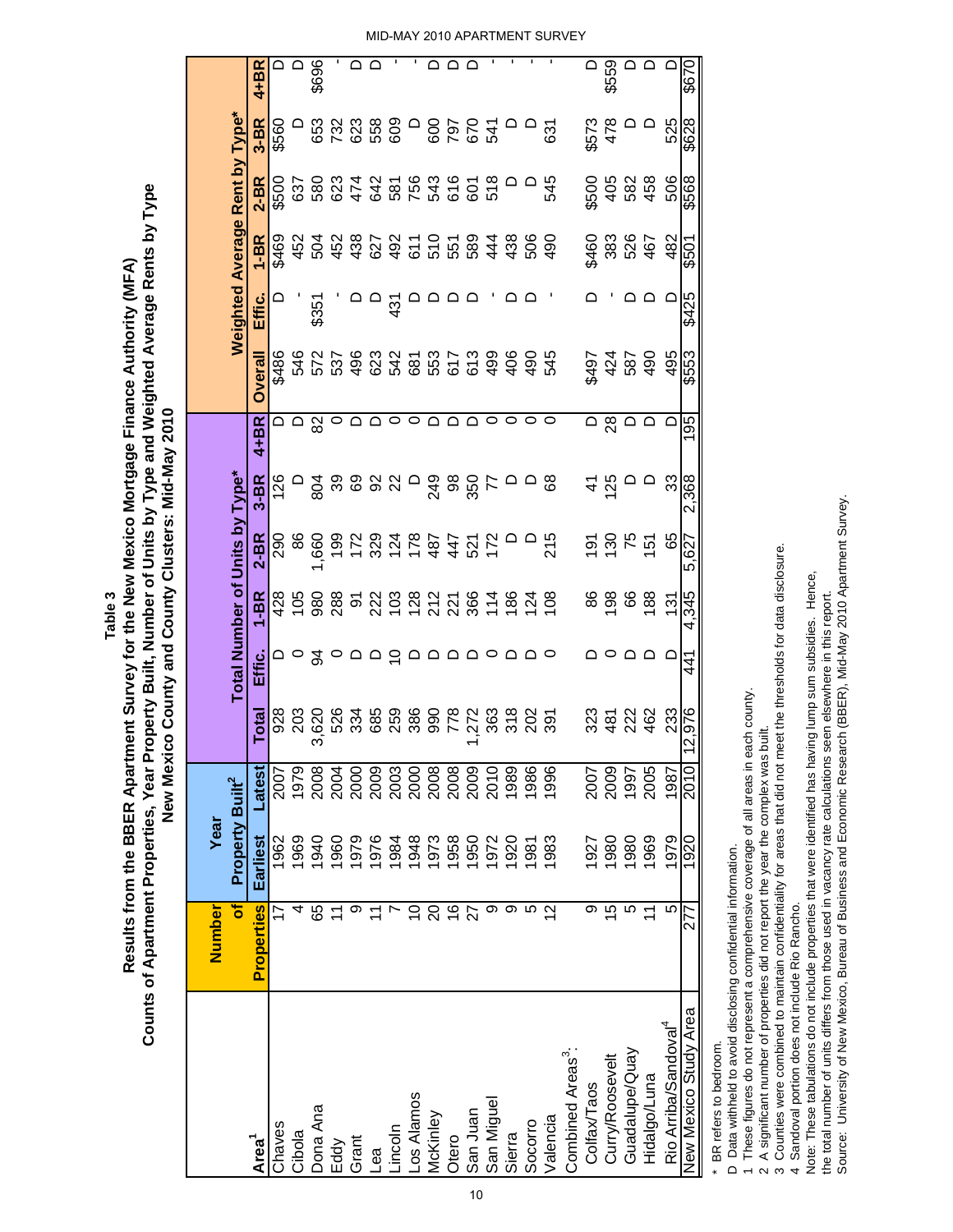**Table 3**

**Results from the BBER Apartment Survey for the New Mexico Mortgage Finance Authority (MFA)**

**Counts of Apartment Properties, Year Property Built, Number of Units by Type and Weighted Average Rents by Type**

**New Mexico County and County Clusters: Mid-May 2010**

| Area[1] | Number of Properties | Year Property Built[2] | | Total Number of Units by Type* | | | | | | Weighted Average Rent by Type* | | | | | |
|---|---|---|---|---|---|---|---|---|---|---|---|---|---|---|---|
| | | Earliest | Latest | Total | Effic. | 1-BR | 2-BR | 3-BR | 4+BR | Overall | Effic. | 1-BR | 2-BR | 3-BR | 4+BR |
| Chaves | 17 | 1962 | 2007 | 928 | D | 428 | 290 | 126 | D | $486 | D | $469 | $500 | $560 | D |
| Cibola | 4 | 1969 | 1979 | 203 | 0 | 105 | 86 | D | D | 546 | - | 452 | 637 | D | D |
| Dona Ana | 65 | 1940 | 2008 | 3,620 | 94 | 980 | 1,660 | 804 | 82 | 572 | $351 | 504 | 580 | 653 | $696 |
| Eddy | 11 | 1960 | 2004 | 526 | 0 | 288 | 199 | 39 | 0 | 537 | - | 452 | 623 | 732 | - |
| Grant | 9 | 1979 | 2000 | 334 | D | 91 | 172 | 69 | D | 496 | D | 438 | 474 | 623 | D |
| Lea | 11 | 1976 | 2009 | 685 | D | 222 | 329 | 92 | D | 623 | D | 627 | 642 | 558 | D |
| Lincoln | 7 | 1984 | 2003 | 259 | 10 | 103 | 124 | 22 | 0 | 542 | 431 | 492 | 581 | 609 | - |
| Los Alamos | 10 | 1948 | 2000 | 386 | D | 128 | 178 | D | 0 | 681 | D | 611 | 756 | D | - |
| McKinley | 20 | 1973 | 2008 | 990 | D | 212 | 487 | 249 | D | 553 | D | 510 | 543 | 600 | D |
| Otero | 16 | 1958 | 2008 | 778 | D | 221 | 447 | 98 | D | 617 | D | 551 | 616 | 797 | D |
| San Juan | 27 | 1950 | 2009 | 1,272 | D | 366 | 521 | 350 | D | 613 | D | 589 | 601 | 670 | D |
| San Miguel | 9 | 1972 | 2010 | 363 | 0 | 114 | 172 | 77 | 0 | 499 | - | 444 | 518 | 541 | - |
| Sierra | 9 | 1920 | 1989 | 318 | D | 186 | D | D | 0 | 406 | D | 438 | D | D | - |
| Socorro | 5 | 1981 | 1986 | 202 | D | 124 | D | D | 0 | 490 | D | 506 | D | D | - |
| Valencia | 12 | 1983 | 1996 | 391 | 0 | 108 | 215 | 68 | 0 | 545 | - | 490 | 545 | 631 | - |
| Combined Areas[3]: | | | | | | | | | | | | | | | |
| Colfax/Taos | 9 | 1927 | 2007 | 323 | D | 86 | 191 | 41 | D | $497 | D | $460 | $500 | $573 | D |
| Curry/Roosevelt | 15 | 1980 | 2009 | 481 | 0 | 198 | 130 | 125 | 28 | 424 | - | 383 | 405 | 478 | $559 |
| Guadalupe/Quay | 5 | 1980 | 1997 | 222 | D | 66 | 75 | D | D | 587 | D | 526 | 582 | D | D |
| Hidalgo/Luna | 11 | 1969 | 2005 | 462 | D | 188 | 151 | D | D | 490 | D | 467 | 458 | D | D |
| Rio Arriba/Sandoval[4] | 5 | 1979 | 1987 | 233 | D | 131 | 65 | 33 | D | 495 | D | 482 | 506 | 525 | D |
| New Mexico Study Area | 277 | 1920 | 2010 | 12,976 | 441 | 4,345 | 5,627 | 2,368 | 195 | $553 | $425 | $501 | $568 | $628 | $670 |

\* BR refers to bedroom.
D Data withheld to avoid disclosing confidential information.
1 These figures do not represent a comprehensive coverage of all areas in each county.
2 A significant number of properties did not report the year the complex was built.
3 Counties were combined to maintain confidentiality for areas that did not meet the thresholds for data disclosure.
4 Sandoval portion does not include Rio Rancho.
Note: These tabulations do not include properties that were identified has having lump sum subsidies. Hence, the total number of units differs from those used in vacancy rate calculations seen elsewhere in this report.
Source: University of New Mexico, Bureau of Business and Economic Research (BBER), Mid-May 2010 Apartment Survey.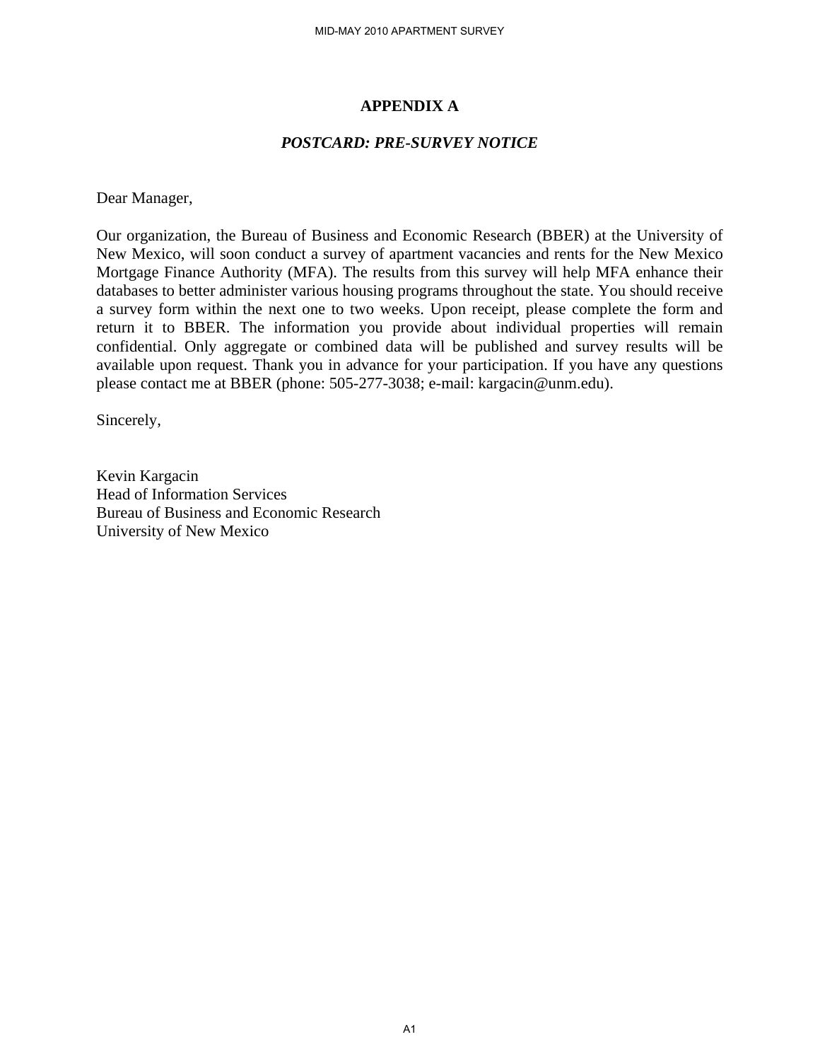# APPENDIX A

## *POSTCARD: PRE-SURVEY NOTICE*

Dear Manager,

Our organization, the Bureau of Business and Economic Research (BBER) at the University of New Mexico, will soon conduct a survey of apartment vacancies and rents for the New Mexico Mortgage Finance Authority (MFA). The results from this survey will help MFA enhance their databases to better administer various housing programs throughout the state. You should receive a survey form within the next one to two weeks. Upon receipt, please complete the form and return it to BBER. The information you provide about individual properties will remain confidential. Only aggregate or combined data will be published and survey results will be available upon request. Thank you in advance for your participation. If you have any questions please contact me at BBER (phone: 505-277-3038; e-mail: kargacin@unm.edu).

Sincerely,

Kevin Kargacin
Head of Information Services
Bureau of Business and Economic Research
University of New Mexico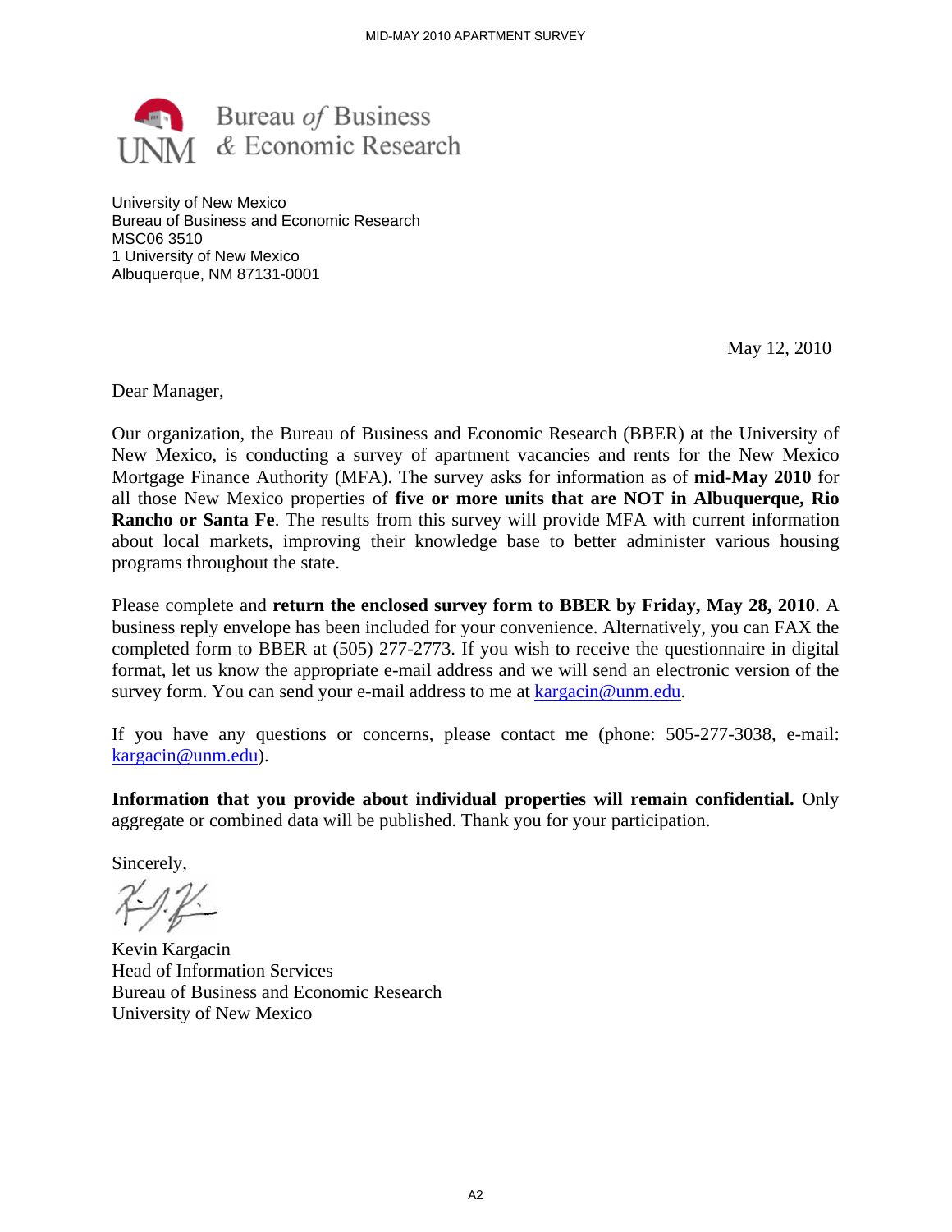Bureau *of* Business
& Economic Research

University of New Mexico
Bureau of Business and Economic Research
MSC06 3510
1 University of New Mexico
Albuquerque, NM 87131-0001

May 12, 2010

Dear Manager,

Our organization, the Bureau of Business and Economic Research (BBER) at the University of New Mexico, is conducting a survey of apartment vacancies and rents for the New Mexico Mortgage Finance Authority (MFA). The survey asks for information as of **mid-May 2010** for all those New Mexico properties of **five or more units that are NOT in Albuquerque, Rio Rancho or Santa Fe**. The results from this survey will provide MFA with current information about local markets, improving their knowledge base to better administer various housing programs throughout the state.

Please complete and **return the enclosed survey form to BBER by Friday, May 28, 2010**. A business reply envelope has been included for your convenience. Alternatively, you can FAX the completed form to BBER at (505) 277-2773. If you wish to receive the questionnaire in digital format, let us know the appropriate e-mail address and we will send an electronic version of the survey form. You can send your e-mail address to me at kargacin@unm.edu.

If you have any questions or concerns, please contact me (phone: 505-277-3038, e-mail: kargacin@unm.edu).

**Information that you provide about individual properties will remain confidential.** Only aggregate or combined data will be published. Thank you for your participation.

Sincerely,

Kevin Kargacin
Head of Information Services
Bureau of Business and Economic Research
University of New Mexico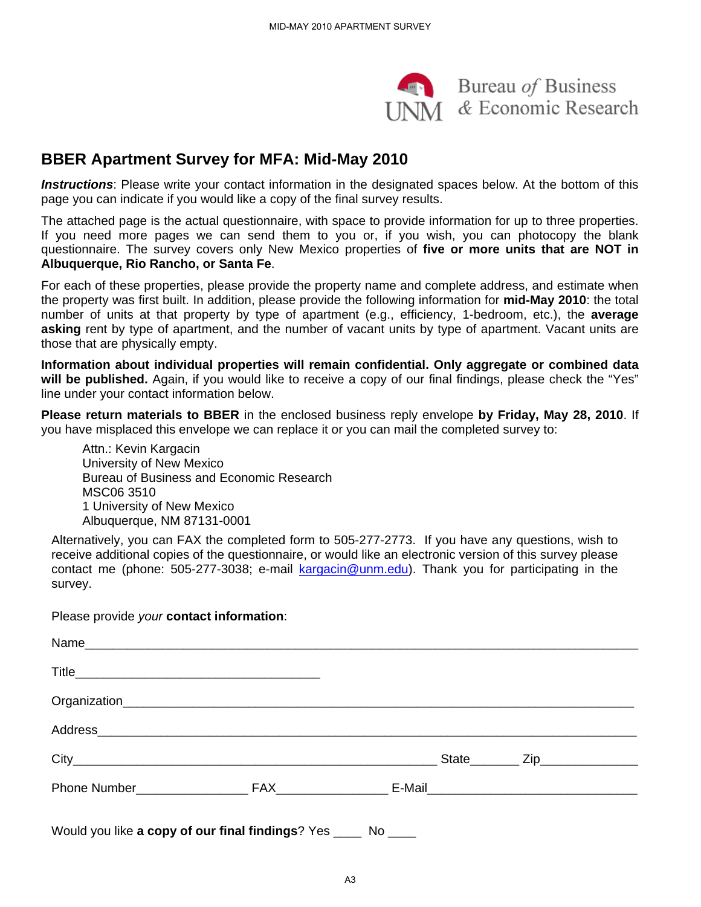Bureau *of* Business & Economic Research

UNM

## BBER Apartment Survey for MFA: Mid-May 2010

***Instructions***: Please write your contact information in the designated spaces below. At the bottom of this page you can indicate if you would like a copy of the final survey results.

The attached page is the actual questionnaire, with space to provide information for up to three properties. If you need more pages we can send them to you or, if you wish, you can photocopy the blank questionnaire. The survey covers only New Mexico properties of **five or more units that are NOT in Albuquerque, Rio Rancho, or Santa Fe**.

For each of these properties, please provide the property name and complete address, and estimate when the property was first built. In addition, please provide the following information for **mid-May 2010**: the total number of units at that property by type of apartment (e.g., efficiency, 1-bedroom, etc.), the **average asking** rent by type of apartment, and the number of vacant units by type of apartment. Vacant units are those that are physically empty.

**Information about individual properties will remain confidential. Only aggregate or combined data will be published.** Again, if you would like to receive a copy of our final findings, please check the "Yes" line under your contact information below.

**Please return materials to BBER** in the enclosed business reply envelope **by Friday, May 28, 2010**. If you have misplaced this envelope we can replace it or you can mail the completed survey to:

Attn.: Kevin Kargacin
University of New Mexico
Bureau of Business and Economic Research
MSC06 3510
1 University of New Mexico
Albuquerque, NM 87131-0001

Alternatively, you can FAX the completed form to 505-277-2773. If you have any questions, wish to receive additional copies of the questionnaire, or would like an electronic version of this survey please contact me (phone: 505-277-3038; e-mail kargacin@unm.edu). Thank you for participating in the survey.

Please provide *your* **contact information**:

Name___________________________________________________________________________

Title___________________________________

Organization_____________________________________________________________________

Address_________________________________________________________________________

City_______________________________________________________ State_______ Zip_____________

Phone Number________________ FAX________________ E-Mail______________________________

Would you like **a copy of our final findings**? Yes ____ No ____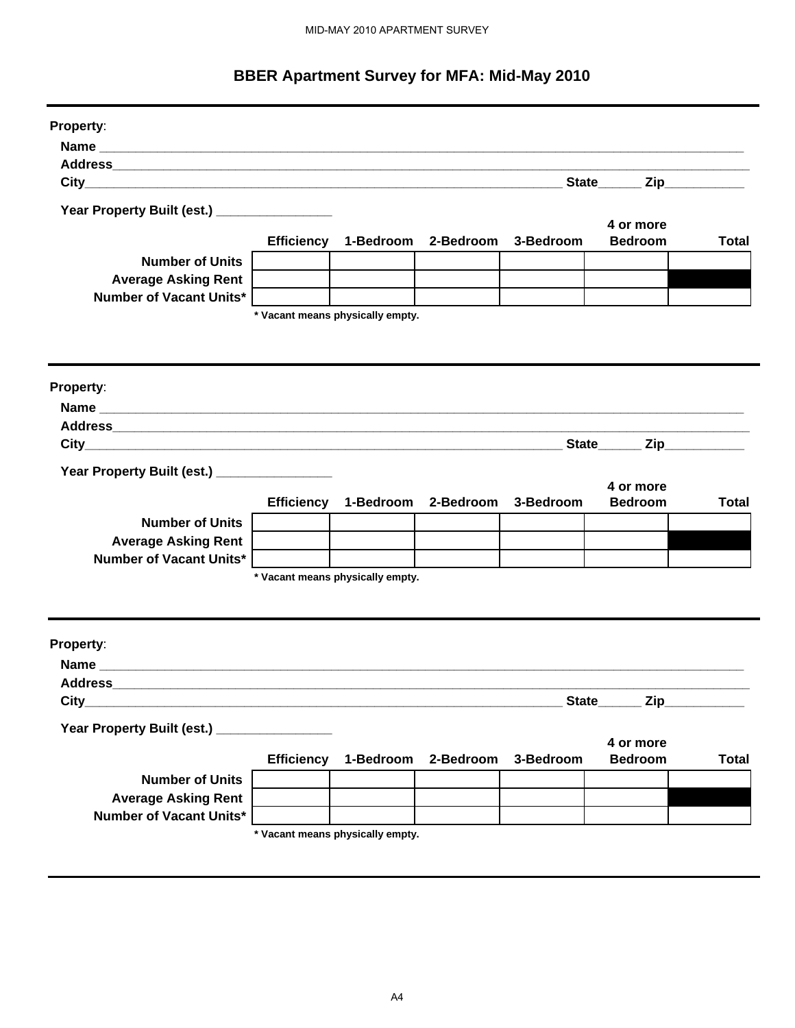# BBER Apartment Survey for MFA: Mid-May 2010

---

**Property**:

**Name** ______________________________________________________________________________

**Address**____________________________________________________________________________

**City**_______________________________________________________________ **State**______ **Zip**___________

**Year Property Built (est.)** ________________

| | Efficiency | 1-Bedroom | 2-Bedroom | 3-Bedroom | 4 or more Bedroom | Total |
|---|---|---|---|---|---|---|
| **Number of Units** | | | | | | |
| **Average Asking Rent** | | | | | | ■ |
| **Number of Vacant Units*** | | | | | | |

**\* Vacant means physically empty.**

---

**Property**:

**Name** ______________________________________________________________________________

**Address**____________________________________________________________________________

**City**_______________________________________________________________ **State**______ **Zip**___________

**Year Property Built (est.)** ________________

| | Efficiency | 1-Bedroom | 2-Bedroom | 3-Bedroom | 4 or more Bedroom | Total |
|---|---|---|---|---|---|---|
| **Number of Units** | | | | | | |
| **Average Asking Rent** | | | | | | ■ |
| **Number of Vacant Units*** | | | | | | |

**\* Vacant means physically empty.**

---

**Property**:

**Name** ______________________________________________________________________________

**Address**____________________________________________________________________________

**City**_______________________________________________________________ **State**______ **Zip**___________

**Year Property Built (est.)** ________________

| | Efficiency | 1-Bedroom | 2-Bedroom | 3-Bedroom | 4 or more Bedroom | Total |
|---|---|---|---|---|---|---|
| **Number of Units** | | | | | | |
| **Average Asking Rent** | | | | | | ■ |
| **Number of Vacant Units*** | | | | | | |

**\* Vacant means physically empty.**

---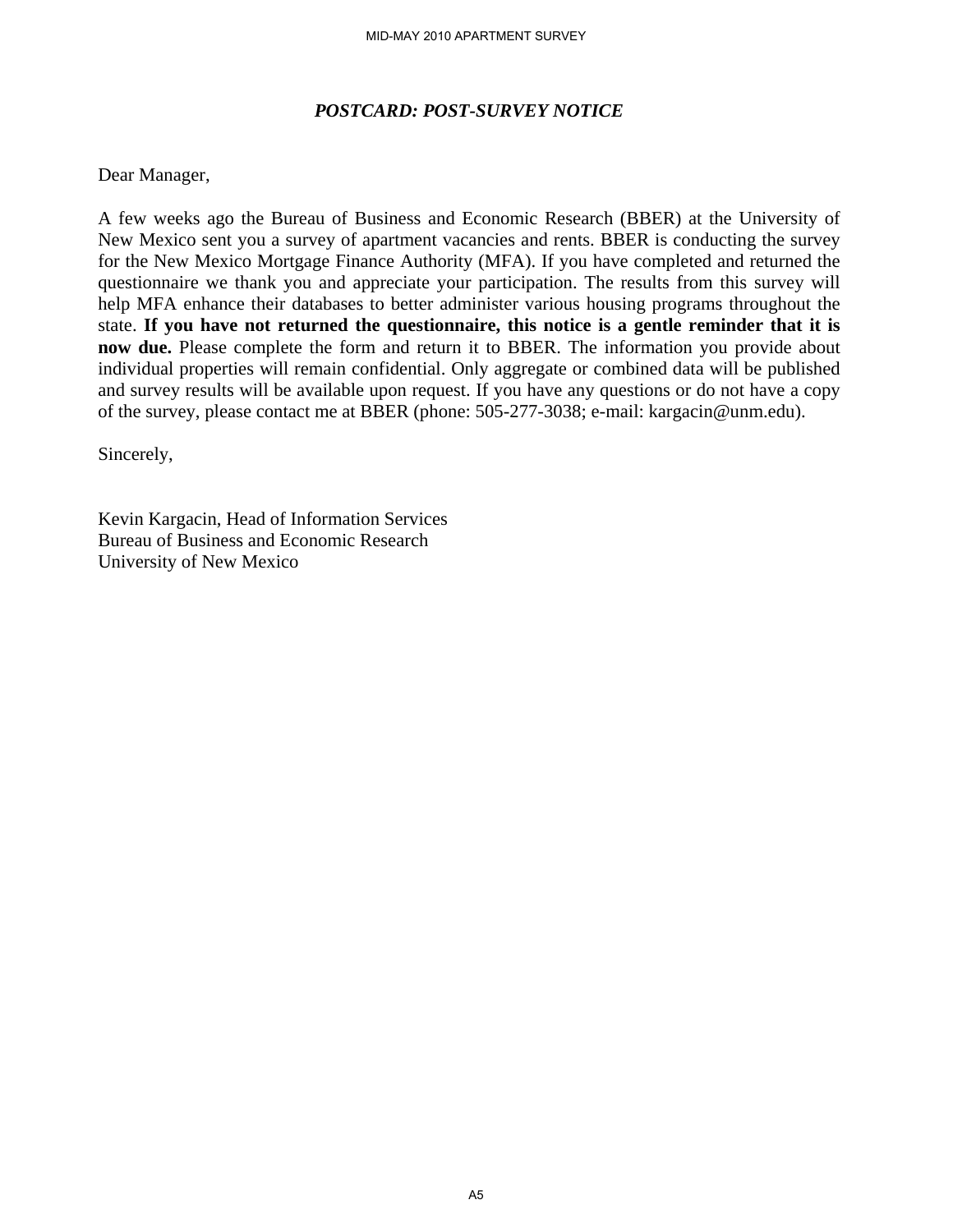## *POSTCARD: POST-SURVEY NOTICE*

Dear Manager,

A few weeks ago the Bureau of Business and Economic Research (BBER) at the University of New Mexico sent you a survey of apartment vacancies and rents. BBER is conducting the survey for the New Mexico Mortgage Finance Authority (MFA). If you have completed and returned the questionnaire we thank you and appreciate your participation. The results from this survey will help MFA enhance their databases to better administer various housing programs throughout the state. **If you have not returned the questionnaire, this notice is a gentle reminder that it is now due.** Please complete the form and return it to BBER. The information you provide about individual properties will remain confidential. Only aggregate or combined data will be published and survey results will be available upon request. If you have any questions or do not have a copy of the survey, please contact me at BBER (phone: 505-277-3038; e-mail: kargacin@unm.edu).

Sincerely,

Kevin Kargacin, Head of Information Services
Bureau of Business and Economic Research
University of New Mexico